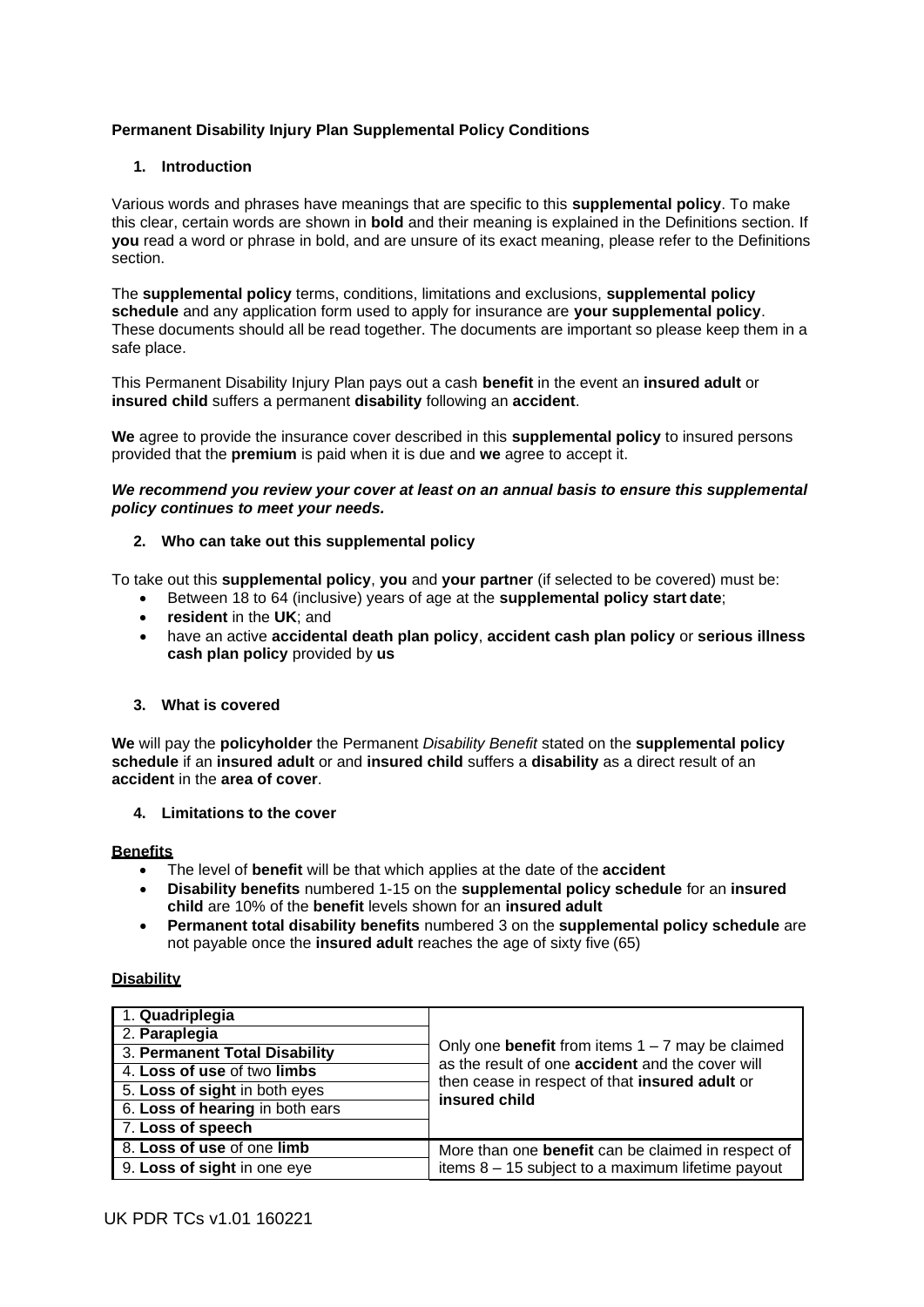**Permanent Disability Injury Plan Supplemental Policy Conditions**

## 1. Introduction

Various words and phrases have meanings that are specific to this **supplemental policy**. To make this clear, certain words are shown in **bold** and their meaning is explained in the Definitions section. If **you** read a word or phrase in bold, and are unsure of its exact meaning, please refer to the Definitions section.

The **supplemental policy** terms, conditions, limitations and exclusions, **supplemental policy schedule** and any application form used to apply for insurance are **your supplemental policy**. These documents should all be read together. The documents are important so please keep them in a safe place.

This Permanent Disability Injury Plan pays out a cash **benefit** in the event an **insured adult** or **insured child** suffers a permanent **disability** following an **accident**.

**We** agree to provide the insurance cover described in this **supplemental policy** to insured persons provided that the **premium** is paid when it is due and **we** agree to accept it.

***We recommend you review your cover at least on an annual basis to ensure this supplemental policy continues to meet your needs.***

## 2. Who can take out this supplemental policy

To take out this **supplemental policy**, **you** and **your partner** (if selected to be covered) must be:

- Between 18 to 64 (inclusive) years of age at the **supplemental policy start date**;
- **resident** in the **UK**; and
- have an active **accidental death plan policy**, **accident cash plan policy** or **serious illness cash plan policy** provided by **us**

## 3. What is covered

**We** will pay the **policyholder** the Permanent *Disability Benefit* stated on the **supplemental policy schedule** if an **insured adult** or and **insured child** suffers a **disability** as a direct result of an **accident** in the **area of cover**.

## 4. Limitations to the cover

**Benefits**

- The level of **benefit** will be that which applies at the date of the **accident**
- **Disability benefits** numbered 1-15 on the **supplemental policy schedule** for an **insured child** are 10% of the **benefit** levels shown for an **insured adult**
- **Permanent total disability benefits** numbered 3 on the **supplemental policy schedule** are not payable once the **insured adult** reaches the age of sixty five (65)

**Disability**

| | |
|---|---|
| 1. **Quadriplegia** | Only one **benefit** from items 1 – 7 may be claimed as the result of one **accident** and the cover will then cease in respect of that **insured adult** or **insured child** |
| 2. **Paraplegia** | |
| 3. **Permanent Total Disability** | |
| 4. **Loss of use** of two **limbs** | |
| 5. **Loss of sight** in both eyes | |
| 6. **Loss of hearing** in both ears | |
| 7. **Loss of speech** | |
| 8. **Loss of use** of one **limb** | More than one **benefit** can be claimed in respect of items 8 – 15 subject to a maximum lifetime payout |
| 9. **Loss of sight** in one eye | |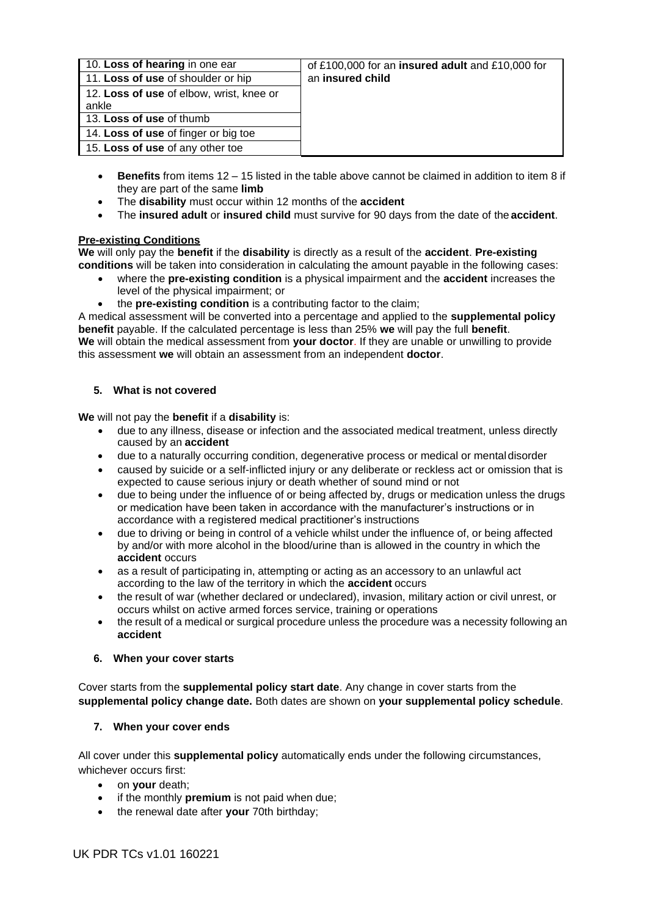| | |
|---|---|
| 10. **Loss of hearing** in one ear | of £100,000 for an **insured adult** and £10,000 for an **insured child** |
| 11. **Loss of use** of shoulder or hip | |
| 12. **Loss of use** of elbow, wrist, knee or ankle | |
| 13. **Loss of use** of thumb | |
| 14. **Loss of use** of finger or big toe | |
| 15. **Loss of use** of any other toe | |

- **Benefits** from items 12 – 15 listed in the table above cannot be claimed in addition to item 8 if they are part of the same **limb**
- The **disability** must occur within 12 months of the **accident**
- The **insured adult** or **insured child** must survive for 90 days from the date of the **accident**.

**Pre-existing Conditions**

**We** will only pay the **benefit** if the **disability** is directly as a result of the **accident**. **Pre-existing conditions** will be taken into consideration in calculating the amount payable in the following cases:

- where the **pre-existing condition** is a physical impairment and the **accident** increases the level of the physical impairment; or
- the **pre-existing condition** is a contributing factor to the claim;

A medical assessment will be converted into a percentage and applied to the **supplemental policy benefit** payable. If the calculated percentage is less than 25% **we** will pay the full **benefit**.
**We** will obtain the medical assessment from **your doctor**. If they are unable or unwilling to provide this assessment **we** will obtain an assessment from an independent **doctor**.

## 5. What is not covered

**We** will not pay the **benefit** if a **disability** is:

- due to any illness, disease or infection and the associated medical treatment, unless directly caused by an **accident**
- due to a naturally occurring condition, degenerative process or medical or mental disorder
- caused by suicide or a self-inflicted injury or any deliberate or reckless act or omission that is expected to cause serious injury or death whether of sound mind or not
- due to being under the influence of or being affected by, drugs or medication unless the drugs or medication have been taken in accordance with the manufacturer's instructions or in accordance with a registered medical practitioner's instructions
- due to driving or being in control of a vehicle whilst under the influence of, or being affected by and/or with more alcohol in the blood/urine than is allowed in the country in which the **accident** occurs
- as a result of participating in, attempting or acting as an accessory to an unlawful act according to the law of the territory in which the **accident** occurs
- the result of war (whether declared or undeclared), invasion, military action or civil unrest, or occurs whilst on active armed forces service, training or operations
- the result of a medical or surgical procedure unless the procedure was a necessity following an **accident**

## 6. When your cover starts

Cover starts from the **supplemental policy start date**. Any change in cover starts from the **supplemental policy change date.** Both dates are shown on **your supplemental policy schedule**.

## 7. When your cover ends

All cover under this **supplemental policy** automatically ends under the following circumstances, whichever occurs first:

- on **your** death;
- if the monthly **premium** is not paid when due;
- the renewal date after **your** 70th birthday;

UK PDR TCs v1.01 160221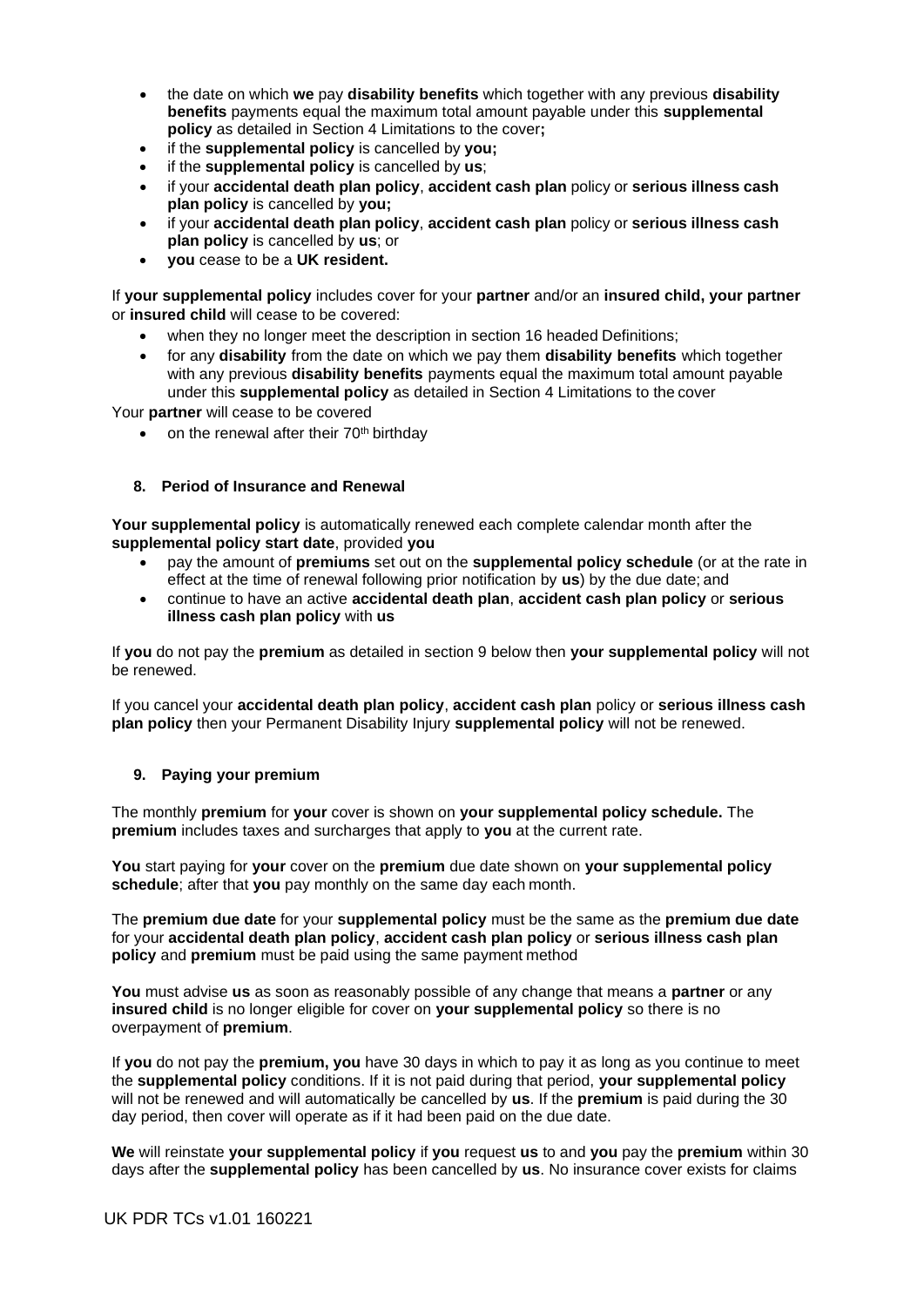- the date on which **we** pay **disability benefits** which together with any previous **disability benefits** payments equal the maximum total amount payable under this **supplemental policy** as detailed in Section 4 Limitations to the cover**;**
- if the **supplemental policy** is cancelled by **you;**
- if the **supplemental policy** is cancelled by **us**;
- if your **accidental death plan policy**, **accident cash plan** policy or **serious illness cash plan policy** is cancelled by **you;**
- if your **accidental death plan policy**, **accident cash plan** policy or **serious illness cash plan policy** is cancelled by **us**; or
- **you** cease to be a **UK resident.**

If **your supplemental policy** includes cover for your **partner** and/or an **insured child, your partner** or **insured child** will cease to be covered:

- when they no longer meet the description in section 16 headed Definitions;
- for any **disability** from the date on which we pay them **disability benefits** which together with any previous **disability benefits** payments equal the maximum total amount payable under this **supplemental policy** as detailed in Section 4 Limitations to the cover

Your **partner** will cease to be covered

- on the renewal after their 70th birthday

## 8. Period of Insurance and Renewal

**Your supplemental policy** is automatically renewed each complete calendar month after the **supplemental policy start date**, provided **you**

- pay the amount of **premiums** set out on the **supplemental policy schedule** (or at the rate in effect at the time of renewal following prior notification by **us**) by the due date; and
- continue to have an active **accidental death plan**, **accident cash plan policy** or **serious illness cash plan policy** with **us**

If **you** do not pay the **premium** as detailed in section 9 below then **your supplemental policy** will not be renewed.

If you cancel your **accidental death plan policy**, **accident cash plan** policy or **serious illness cash plan policy** then your Permanent Disability Injury **supplemental policy** will not be renewed.

## 9. Paying your premium

The monthly **premium** for **your** cover is shown on **your supplemental policy schedule.** The **premium** includes taxes and surcharges that apply to **you** at the current rate.

**You** start paying for **your** cover on the **premium** due date shown on **your supplemental policy schedule**; after that **you** pay monthly on the same day each month.

The **premium due date** for your **supplemental policy** must be the same as the **premium due date** for your **accidental death plan policy**, **accident cash plan policy** or **serious illness cash plan policy** and **premium** must be paid using the same payment method

**You** must advise **us** as soon as reasonably possible of any change that means a **partner** or any **insured child** is no longer eligible for cover on **your supplemental policy** so there is no overpayment of **premium**.

If **you** do not pay the **premium, you** have 30 days in which to pay it as long as you continue to meet the **supplemental policy** conditions. If it is not paid during that period, **your supplemental policy** will not be renewed and will automatically be cancelled by **us**. If the **premium** is paid during the 30 day period, then cover will operate as if it had been paid on the due date.

**We** will reinstate **your supplemental policy** if **you** request **us** to and **you** pay the **premium** within 30 days after the **supplemental policy** has been cancelled by **us**. No insurance cover exists for claims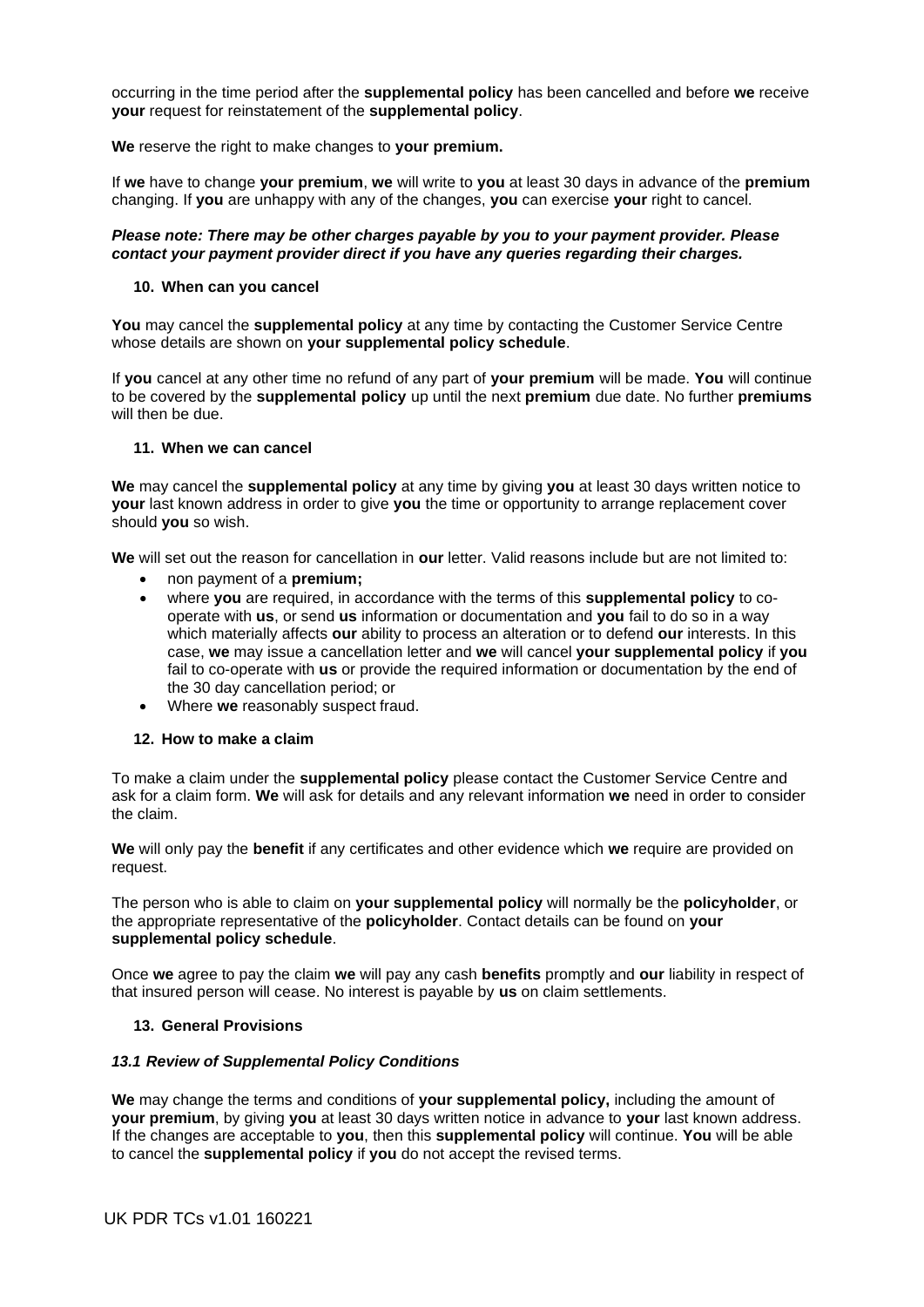occurring in the time period after the **supplemental policy** has been cancelled and before **we** receive **your** request for reinstatement of the **supplemental policy**.

**We** reserve the right to make changes to **your premium.**

If **we** have to change **your premium**, **we** will write to **you** at least 30 days in advance of the **premium** changing. If **you** are unhappy with any of the changes, **you** can exercise **your** right to cancel.

***Please note: There may be other charges payable by you to your payment provider. Please contact your payment provider direct if you have any queries regarding their charges.***

### 10. When can you cancel

**You** may cancel the **supplemental policy** at any time by contacting the Customer Service Centre whose details are shown on **your supplemental policy schedule**.

If **you** cancel at any other time no refund of any part of **your premium** will be made. **You** will continue to be covered by the **supplemental policy** up until the next **premium** due date. No further **premiums** will then be due.

### 11. When we can cancel

**We** may cancel the **supplemental policy** at any time by giving **you** at least 30 days written notice to **your** last known address in order to give **you** the time or opportunity to arrange replacement cover should **you** so wish.

**We** will set out the reason for cancellation in **our** letter. Valid reasons include but are not limited to:

- non payment of a **premium;**
- where **you** are required, in accordance with the terms of this **supplemental policy** to co-operate with **us**, or send **us** information or documentation and **you** fail to do so in a way which materially affects **our** ability to process an alteration or to defend **our** interests. In this case, **we** may issue a cancellation letter and **we** will cancel **your supplemental policy** if **you** fail to co-operate with **us** or provide the required information or documentation by the end of the 30 day cancellation period; or
- Where **we** reasonably suspect fraud.

### 12. How to make a claim

To make a claim under the **supplemental policy** please contact the Customer Service Centre and ask for a claim form. **We** will ask for details and any relevant information **we** need in order to consider the claim.

**We** will only pay the **benefit** if any certificates and other evidence which **we** require are provided on request.

The person who is able to claim on **your supplemental policy** will normally be the **policyholder**, or the appropriate representative of the **policyholder**. Contact details can be found on **your supplemental policy schedule**.

Once **we** agree to pay the claim **we** will pay any cash **benefits** promptly and **our** liability in respect of that insured person will cease. No interest is payable by **us** on claim settlements.

### 13. General Provisions

#### *13.1 Review of Supplemental Policy Conditions*

**We** may change the terms and conditions of **your supplemental policy,** including the amount of **your premium**, by giving **you** at least 30 days written notice in advance to **your** last known address. If the changes are acceptable to **you**, then this **supplemental policy** will continue. **You** will be able to cancel the **supplemental policy** if **you** do not accept the revised terms.

UK PDR TCs v1.01 160221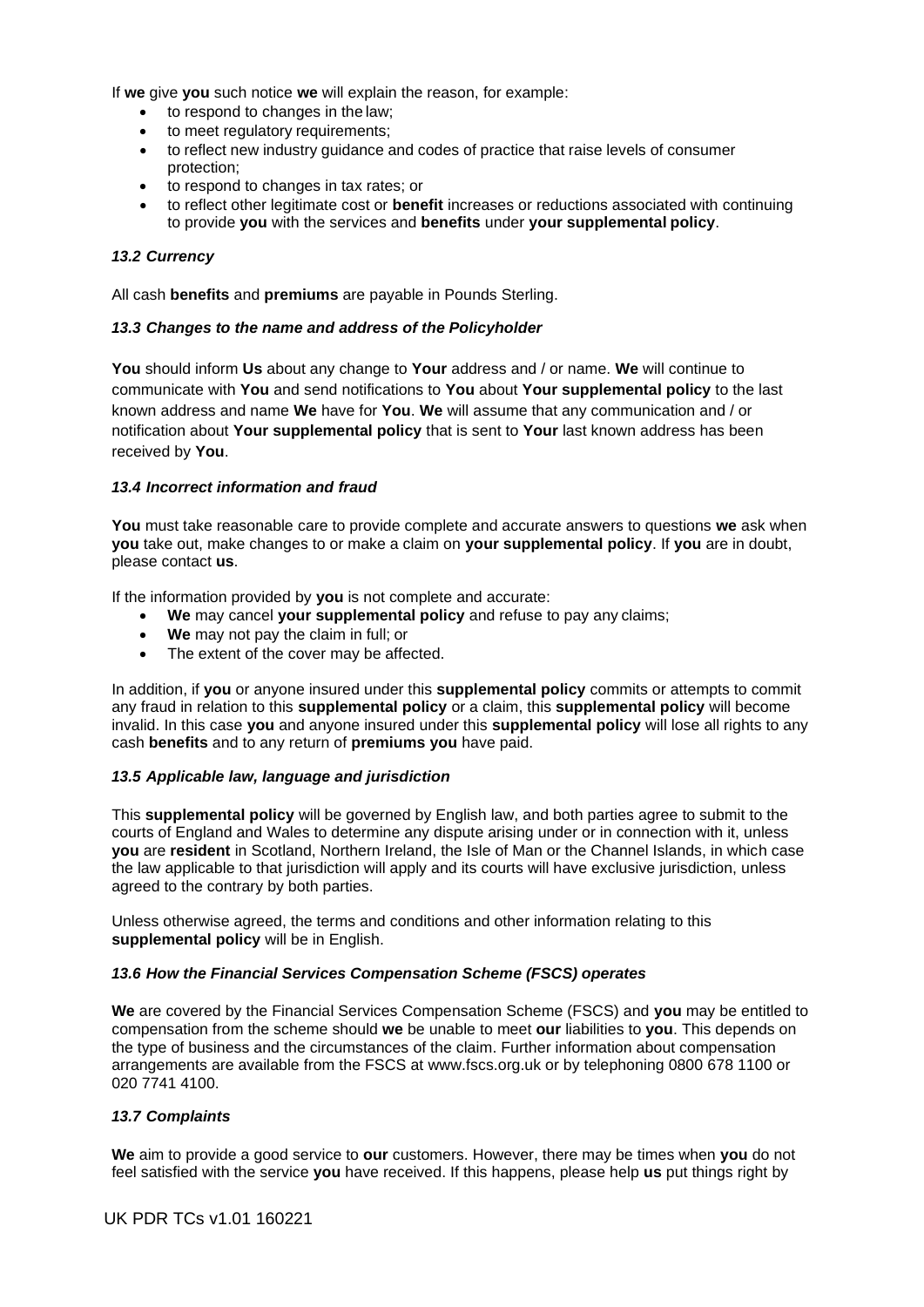If **we** give **you** such notice **we** will explain the reason, for example:

- to respond to changes in the law;
- to meet regulatory requirements;
- to reflect new industry guidance and codes of practice that raise levels of consumer protection;
- to respond to changes in tax rates; or
- to reflect other legitimate cost or **benefit** increases or reductions associated with continuing to provide **you** with the services and **benefits** under **your supplemental policy**.

### *13.2 Currency*

All cash **benefits** and **premiums** are payable in Pounds Sterling.

### *13.3 Changes to the name and address of the Policyholder*

**You** should inform **Us** about any change to **Your** address and / or name. **We** will continue to communicate with **You** and send notifications to **You** about **Your supplemental policy** to the last known address and name **We** have for **You**. **We** will assume that any communication and / or notification about **Your supplemental policy** that is sent to **Your** last known address has been received by **You**.

### *13.4 Incorrect information and fraud*

**You** must take reasonable care to provide complete and accurate answers to questions **we** ask when **you** take out, make changes to or make a claim on **your supplemental policy**. If **you** are in doubt, please contact **us**.

If the information provided by **you** is not complete and accurate:

- **We** may cancel **your supplemental policy** and refuse to pay any claims;
- **We** may not pay the claim in full; or
- The extent of the cover may be affected.

In addition, if **you** or anyone insured under this **supplemental policy** commits or attempts to commit any fraud in relation to this **supplemental policy** or a claim, this **supplemental policy** will become invalid. In this case **you** and anyone insured under this **supplemental policy** will lose all rights to any cash **benefits** and to any return of **premiums you** have paid.

### *13.5 Applicable law, language and jurisdiction*

This **supplemental policy** will be governed by English law, and both parties agree to submit to the courts of England and Wales to determine any dispute arising under or in connection with it, unless **you** are **resident** in Scotland, Northern Ireland, the Isle of Man or the Channel Islands, in which case the law applicable to that jurisdiction will apply and its courts will have exclusive jurisdiction, unless agreed to the contrary by both parties.

Unless otherwise agreed, the terms and conditions and other information relating to this **supplemental policy** will be in English.

### *13.6 How the Financial Services Compensation Scheme (FSCS) operates*

**We** are covered by the Financial Services Compensation Scheme (FSCS) and **you** may be entitled to compensation from the scheme should **we** be unable to meet **our** liabilities to **you**. This depends on the type of business and the circumstances of the claim. Further information about compensation arrangements are available from the FSCS at www.fscs.org.uk or by telephoning 0800 678 1100 or 020 7741 4100.

### *13.7 Complaints*

**We** aim to provide a good service to **our** customers. However, there may be times when **you** do not feel satisfied with the service **you** have received. If this happens, please help **us** put things right by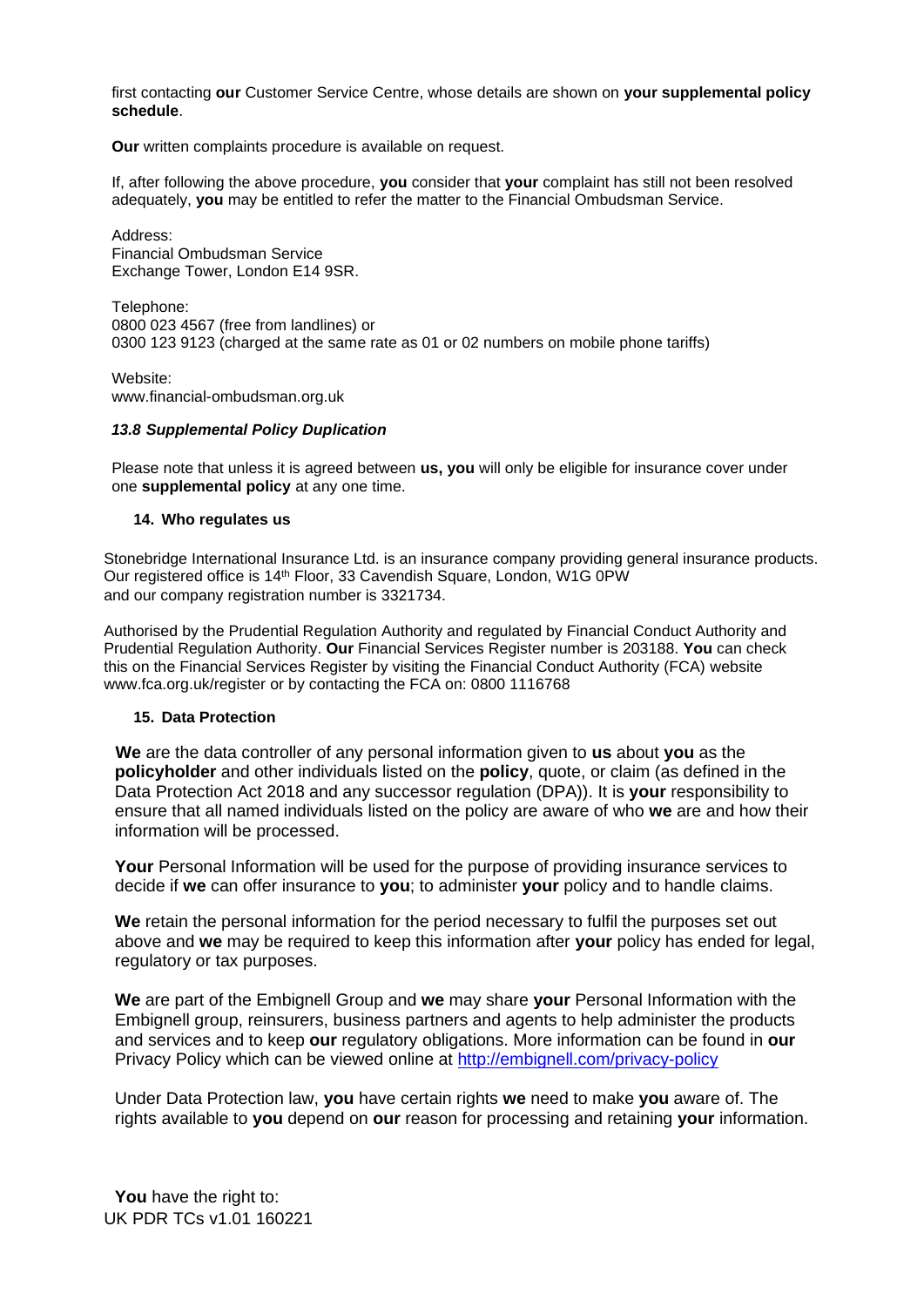first contacting **our** Customer Service Centre, whose details are shown on **your supplemental policy schedule**.

**Our** written complaints procedure is available on request.

If, after following the above procedure, **you** consider that **your** complaint has still not been resolved adequately, **you** may be entitled to refer the matter to the Financial Ombudsman Service.

Address:
Financial Ombudsman Service
Exchange Tower, London E14 9SR.

Telephone:
0800 023 4567 (free from landlines) or
0300 123 9123 (charged at the same rate as 01 or 02 numbers on mobile phone tariffs)

Website:
www.financial-ombudsman.org.uk

***13.8 Supplemental Policy Duplication***

Please note that unless it is agreed between **us, you** will only be eligible for insurance cover under one **supplemental policy** at any one time.

## 14. Who regulates us

Stonebridge International Insurance Ltd. is an insurance company providing general insurance products. Our registered office is 14th Floor, 33 Cavendish Square, London, W1G 0PW and our company registration number is 3321734.

Authorised by the Prudential Regulation Authority and regulated by Financial Conduct Authority and Prudential Regulation Authority. **Our** Financial Services Register number is 203188. **You** can check this on the Financial Services Register by visiting the Financial Conduct Authority (FCA) website www.fca.org.uk/register or by contacting the FCA on: 0800 1116768

## 15. Data Protection

**We** are the data controller of any personal information given to **us** about **you** as the **policyholder** and other individuals listed on the **policy**, quote, or claim (as defined in the Data Protection Act 2018 and any successor regulation (DPA)). It is **your** responsibility to ensure that all named individuals listed on the policy are aware of who **we** are and how their information will be processed.

**Your** Personal Information will be used for the purpose of providing insurance services to decide if **we** can offer insurance to **you**; to administer **your** policy and to handle claims.

**We** retain the personal information for the period necessary to fulfil the purposes set out above and **we** may be required to keep this information after **your** policy has ended for legal, regulatory or tax purposes.

**We** are part of the Embignell Group and **we** may share **your** Personal Information with the Embignell group, reinsurers, business partners and agents to help administer the products and services and to keep **our** regulatory obligations. More information can be found in **our** Privacy Policy which can be viewed online at [http://embignell.com/privacy-policy](http://embignell.com/privacy-policy)

Under Data Protection law, **you** have certain rights **we** need to make **you** aware of. The rights available to **you** depend on **our** reason for processing and retaining **your** information.

**You** have the right to:

UK PDR TCs v1.01 160221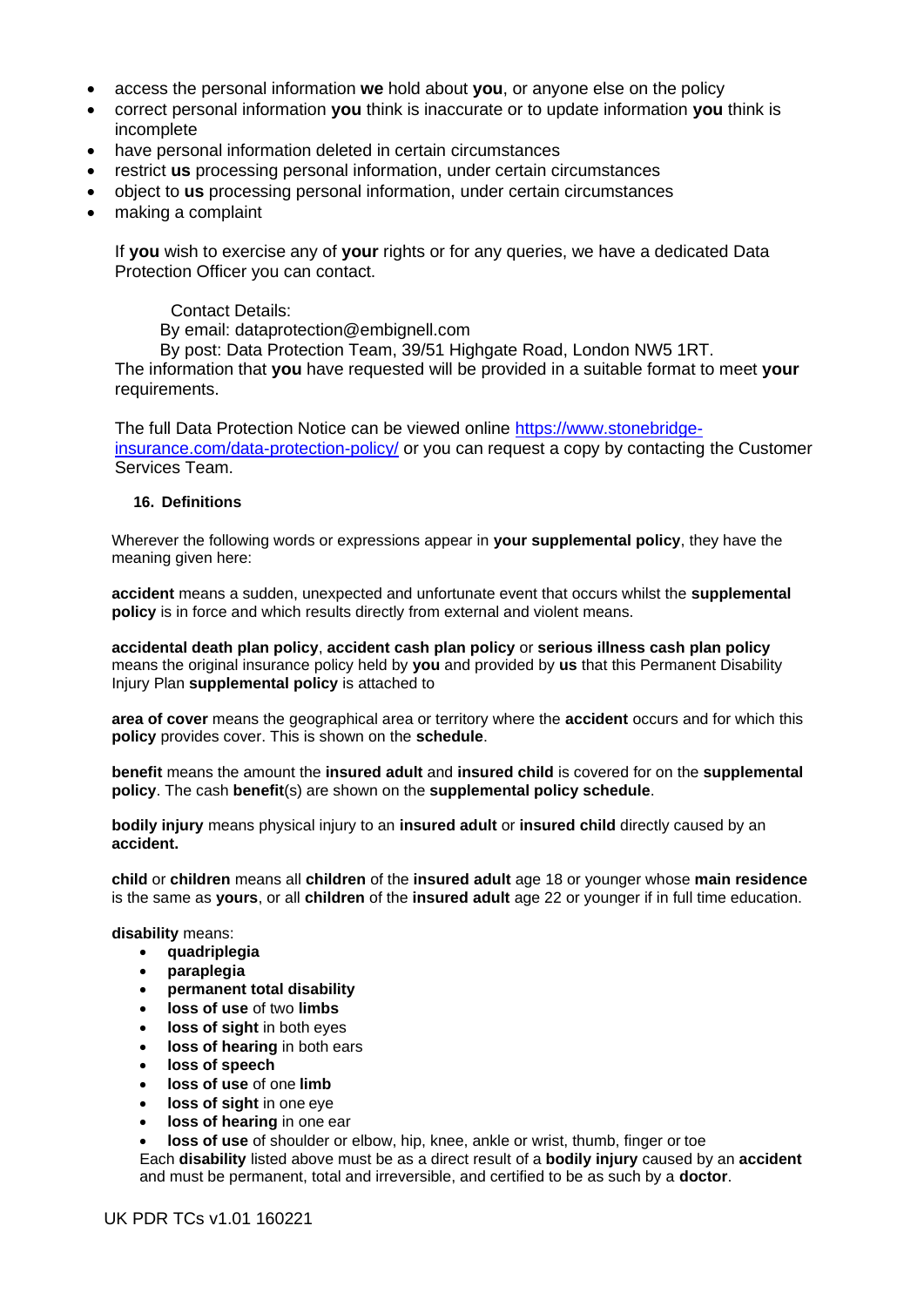- access the personal information **we** hold about **you**, or anyone else on the policy
- correct personal information **you** think is inaccurate or to update information **you** think is incomplete
- have personal information deleted in certain circumstances
- restrict **us** processing personal information, under certain circumstances
- object to **us** processing personal information, under certain circumstances
- making a complaint

If **you** wish to exercise any of **your** rights or for any queries, we have a dedicated Data Protection Officer you can contact.

Contact Details:
By email: dataprotection@embignell.com
By post: Data Protection Team, 39/51 Highgate Road, London NW5 1RT.
The information that **you** have requested will be provided in a suitable format to meet **your** requirements.

The full Data Protection Notice can be viewed online [https://www.stonebridge-insurance.com/data-protection-policy/](https://www.stonebridge-insurance.com/data-protection-policy/) or you can request a copy by contacting the Customer Services Team.

## 16. Definitions

Wherever the following words or expressions appear in **your supplemental policy**, they have the meaning given here:

**accident** means a sudden, unexpected and unfortunate event that occurs whilst the **supplemental policy** is in force and which results directly from external and violent means.

**accidental death plan policy**, **accident cash plan policy** or **serious illness cash plan policy** means the original insurance policy held by **you** and provided by **us** that this Permanent Disability Injury Plan **supplemental policy** is attached to

**area of cover** means the geographical area or territory where the **accident** occurs and for which this **policy** provides cover. This is shown on the **schedule**.

**benefit** means the amount the **insured adult** and **insured child** is covered for on the **supplemental policy**. The cash **benefit**(s) are shown on the **supplemental policy schedule**.

**bodily injury** means physical injury to an **insured adult** or **insured child** directly caused by an **accident.**

**child** or **children** means all **children** of the **insured adult** age 18 or younger whose **main residence** is the same as **yours**, or all **children** of the **insured adult** age 22 or younger if in full time education.

**disability** means:

- **quadriplegia**
- **paraplegia**
- **permanent total disability**
- **loss of use** of two **limbs**
- **loss of sight** in both eyes
- **loss of hearing** in both ears
- **loss of speech**
- **loss of use** of one **limb**
- **loss of sight** in one eye
- **loss of hearing** in one ear
- **loss of use** of shoulder or elbow, hip, knee, ankle or wrist, thumb, finger or toe

Each **disability** listed above must be as a direct result of a **bodily injury** caused by an **accident** and must be permanent, total and irreversible, and certified to be as such by a **doctor**.

UK PDR TCs v1.01 160221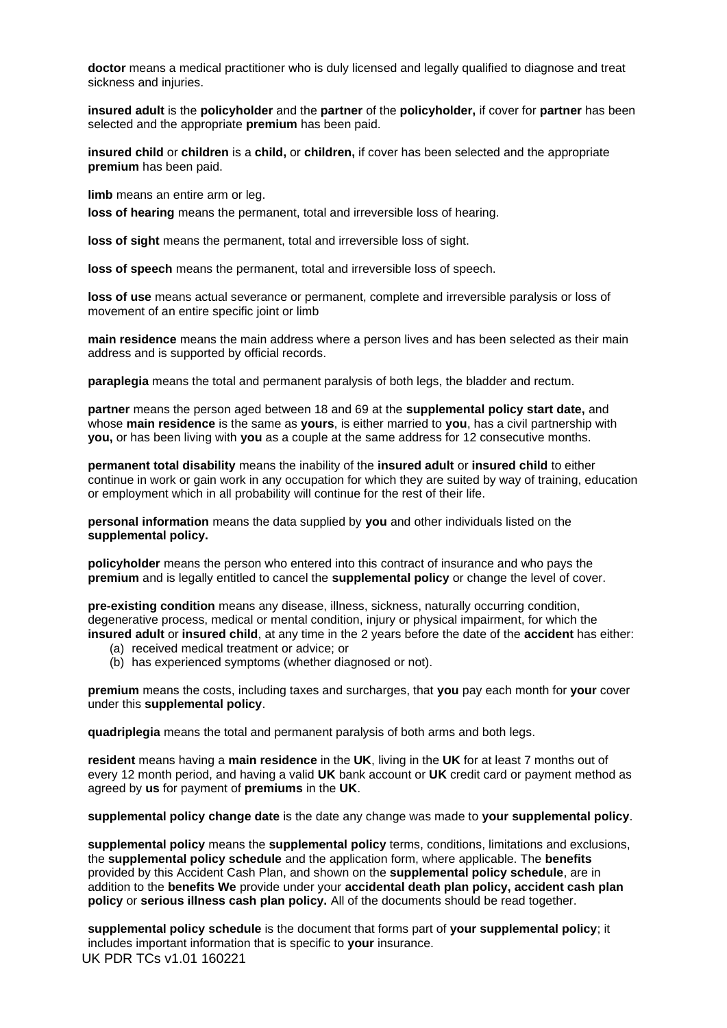**doctor** means a medical practitioner who is duly licensed and legally qualified to diagnose and treat sickness and injuries.

**insured adult** is the **policyholder** and the **partner** of the **policyholder,** if cover for **partner** has been selected and the appropriate **premium** has been paid.

**insured child** or **children** is a **child,** or **children,** if cover has been selected and the appropriate **premium** has been paid.

**limb** means an entire arm or leg.

**loss of hearing** means the permanent, total and irreversible loss of hearing.

**loss of sight** means the permanent, total and irreversible loss of sight.

**loss of speech** means the permanent, total and irreversible loss of speech.

**loss of use** means actual severance or permanent, complete and irreversible paralysis or loss of movement of an entire specific joint or limb

**main residence** means the main address where a person lives and has been selected as their main address and is supported by official records.

**paraplegia** means the total and permanent paralysis of both legs, the bladder and rectum.

**partner** means the person aged between 18 and 69 at the **supplemental policy start date,** and whose **main residence** is the same as **yours**, is either married to **you**, has a civil partnership with **you,** or has been living with **you** as a couple at the same address for 12 consecutive months.

**permanent total disability** means the inability of the **insured adult** or **insured child** to either continue in work or gain work in any occupation for which they are suited by way of training, education or employment which in all probability will continue for the rest of their life.

**personal information** means the data supplied by **you** and other individuals listed on the **supplemental policy.**

**policyholder** means the person who entered into this contract of insurance and who pays the **premium** and is legally entitled to cancel the **supplemental policy** or change the level of cover.

**pre-existing condition** means any disease, illness, sickness, naturally occurring condition, degenerative process, medical or mental condition, injury or physical impairment, for which the **insured adult** or **insured child**, at any time in the 2 years before the date of the **accident** has either:

(a) received medical treatment or advice; or
(b) has experienced symptoms (whether diagnosed or not).

**premium** means the costs, including taxes and surcharges, that **you** pay each month for **your** cover under this **supplemental policy**.

**quadriplegia** means the total and permanent paralysis of both arms and both legs.

**resident** means having a **main residence** in the **UK**, living in the **UK** for at least 7 months out of every 12 month period, and having a valid **UK** bank account or **UK** credit card or payment method as agreed by **us** for payment of **premiums** in the **UK**.

**supplemental policy change date** is the date any change was made to **your supplemental policy**.

**supplemental policy** means the **supplemental policy** terms, conditions, limitations and exclusions, the **supplemental policy schedule** and the application form, where applicable. The **benefits** provided by this Accident Cash Plan, and shown on the **supplemental policy schedule**, are in addition to the **benefits We** provide under your **accidental death plan policy, accident cash plan policy** or **serious illness cash plan policy.** All of the documents should be read together.

**supplemental policy schedule** is the document that forms part of **your supplemental policy**; it includes important information that is specific to **your** insurance.

UK PDR TCs v1.01 160221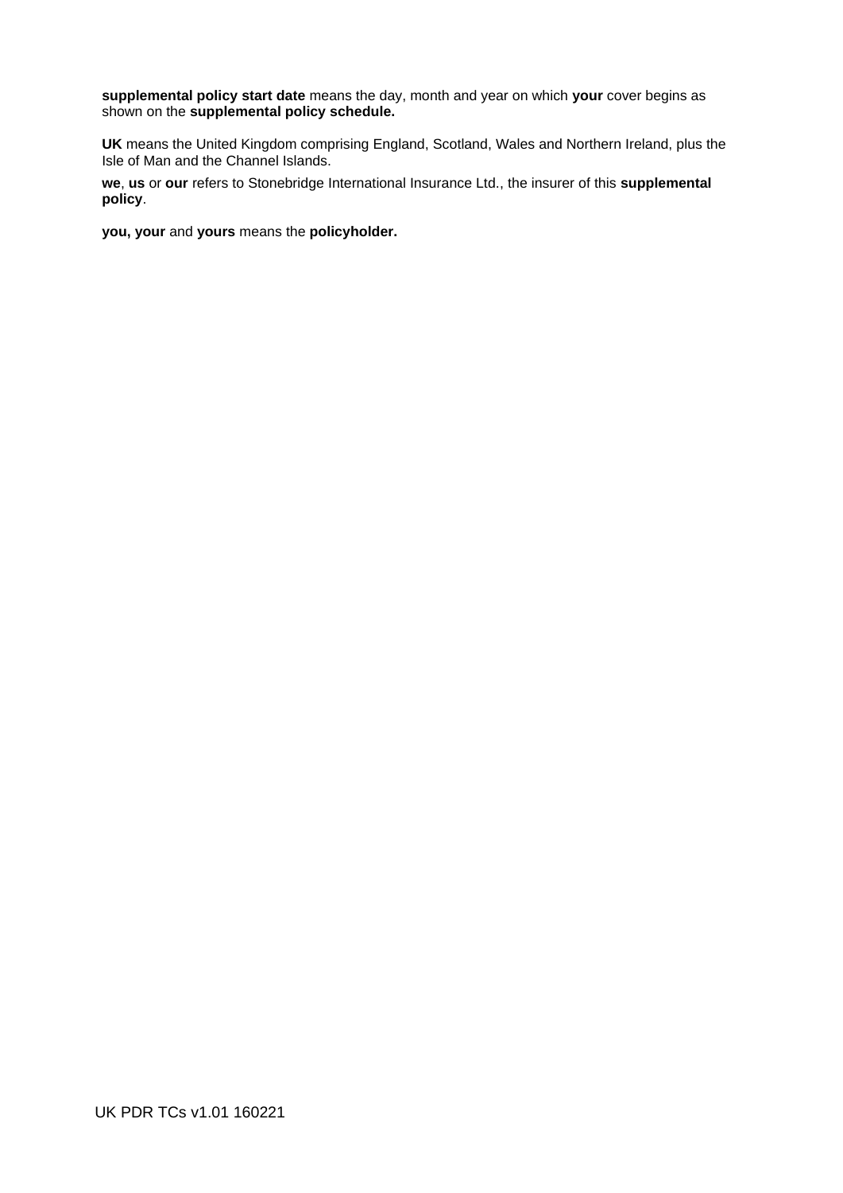**supplemental policy start date** means the day, month and year on which **your** cover begins as shown on the **supplemental policy schedule.**

**UK** means the United Kingdom comprising England, Scotland, Wales and Northern Ireland, plus the Isle of Man and the Channel Islands.

**we**, **us** or **our** refers to Stonebridge International Insurance Ltd., the insurer of this **supplemental policy**.

**you, your** and **yours** means the **policyholder.**